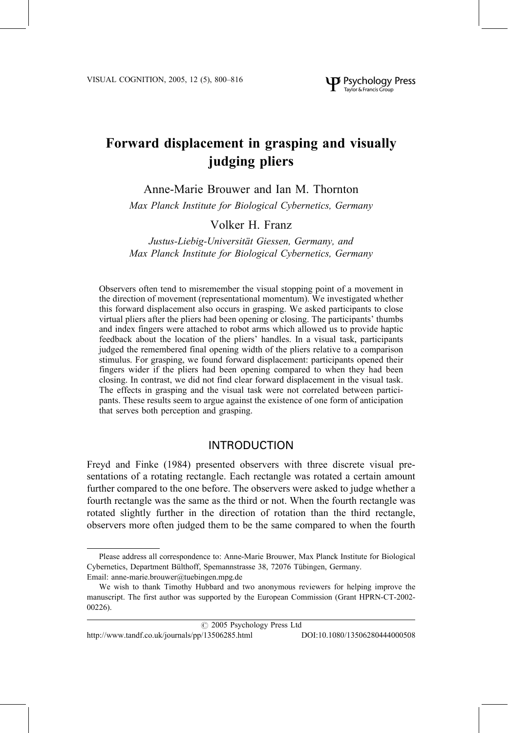# Forward displacement in grasping and visually judging pliers

Anne-Marie Brouwer and Ian M. Thornton

*Max Planck Institute for Biological Cybernetics, Germany*

Volker H. Franz

*Justus-Liebig-Universität Giessen, Germany, and*
*Max Planck Institute for Biological Cybernetics, Germany*

Observers often tend to misremember the visual stopping point of a movement in the direction of movement (representational momentum). We investigated whether this forward displacement also occurs in grasping. We asked participants to close virtual pliers after the pliers had been opening or closing. The participants' thumbs and index fingers were attached to robot arms which allowed us to provide haptic feedback about the location of the pliers' handles. In a visual task, participants judged the remembered final opening width of the pliers relative to a comparison stimulus. For grasping, we found forward displacement: participants opened their fingers wider if the pliers had been opening compared to when they had been closing. In contrast, we did not find clear forward displacement in the visual task. The effects in grasping and the visual task were not correlated between participants. These results seem to argue against the existence of one form of anticipation that serves both perception and grasping.

## INTRODUCTION

Freyd and Finke (1984) presented observers with three discrete visual presentations of a rotating rectangle. Each rectangle was rotated a certain amount further compared to the one before. The observers were asked to judge whether a fourth rectangle was the same as the third or not. When the fourth rectangle was rotated slightly further in the direction of rotation than the third rectangle, observers more often judged them to be the same compared to when the fourth

---

Please address all correspondence to: Anne-Marie Brouwer, Max Planck Institute for Biological Cybernetics, Department Bülthoff, Spemannstrasse 38, 72076 Tübingen, Germany.
Email: anne-marie.brouwer@tuebingen.mpg.de

We wish to thank Timothy Hubbard and two anonymous reviewers for helping improve the manuscript. The first author was supported by the European Commission (Grant HPRN-CT-2002-00226).

© 2005 Psychology Press Ltd
http://www.tandf.co.uk/journals/pp/13506285.html DOI:10.1080/13506280444000508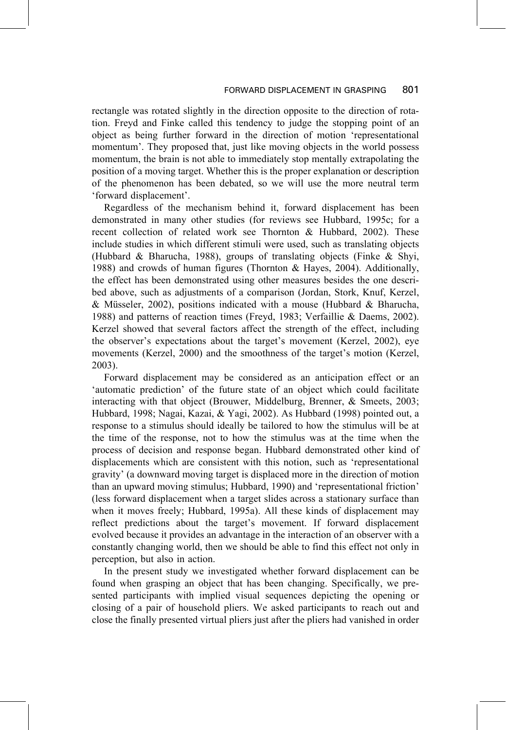rectangle was rotated slightly in the direction opposite to the direction of rotation. Freyd and Finke called this tendency to judge the stopping point of an object as being further forward in the direction of motion 'representational momentum'. They proposed that, just like moving objects in the world possess momentum, the brain is not able to immediately stop mentally extrapolating the position of a moving target. Whether this is the proper explanation or description of the phenomenon has been debated, so we will use the more neutral term 'forward displacement'.

Regardless of the mechanism behind it, forward displacement has been demonstrated in many other studies (for reviews see Hubbard, 1995c; for a recent collection of related work see Thornton & Hubbard, 2002). These include studies in which different stimuli were used, such as translating objects (Hubbard & Bharucha, 1988), groups of translating objects (Finke & Shyi, 1988) and crowds of human figures (Thornton & Hayes, 2004). Additionally, the effect has been demonstrated using other measures besides the one described above, such as adjustments of a comparison (Jordan, Stork, Knuf, Kerzel, & Müsseler, 2002), positions indicated with a mouse (Hubbard & Bharucha, 1988) and patterns of reaction times (Freyd, 1983; Verfaillie & Daems, 2002). Kerzel showed that several factors affect the strength of the effect, including the observer's expectations about the target's movement (Kerzel, 2002), eye movements (Kerzel, 2000) and the smoothness of the target's motion (Kerzel, 2003).

Forward displacement may be considered as an anticipation effect or an 'automatic prediction' of the future state of an object which could facilitate interacting with that object (Brouwer, Middelburg, Brenner, & Smeets, 2003; Hubbard, 1998; Nagai, Kazai, & Yagi, 2002). As Hubbard (1998) pointed out, a response to a stimulus should ideally be tailored to how the stimulus will be at the time of the response, not to how the stimulus was at the time when the process of decision and response began. Hubbard demonstrated other kind of displacements which are consistent with this notion, such as 'representational gravity' (a downward moving target is displaced more in the direction of motion than an upward moving stimulus; Hubbard, 1990) and 'representational friction' (less forward displacement when a target slides across a stationary surface than when it moves freely; Hubbard, 1995a). All these kinds of displacement may reflect predictions about the target's movement. If forward displacement evolved because it provides an advantage in the interaction of an observer with a constantly changing world, then we should be able to find this effect not only in perception, but also in action.

In the present study we investigated whether forward displacement can be found when grasping an object that has been changing. Specifically, we presented participants with implied visual sequences depicting the opening or closing of a pair of household pliers. We asked participants to reach out and close the finally presented virtual pliers just after the pliers had vanished in order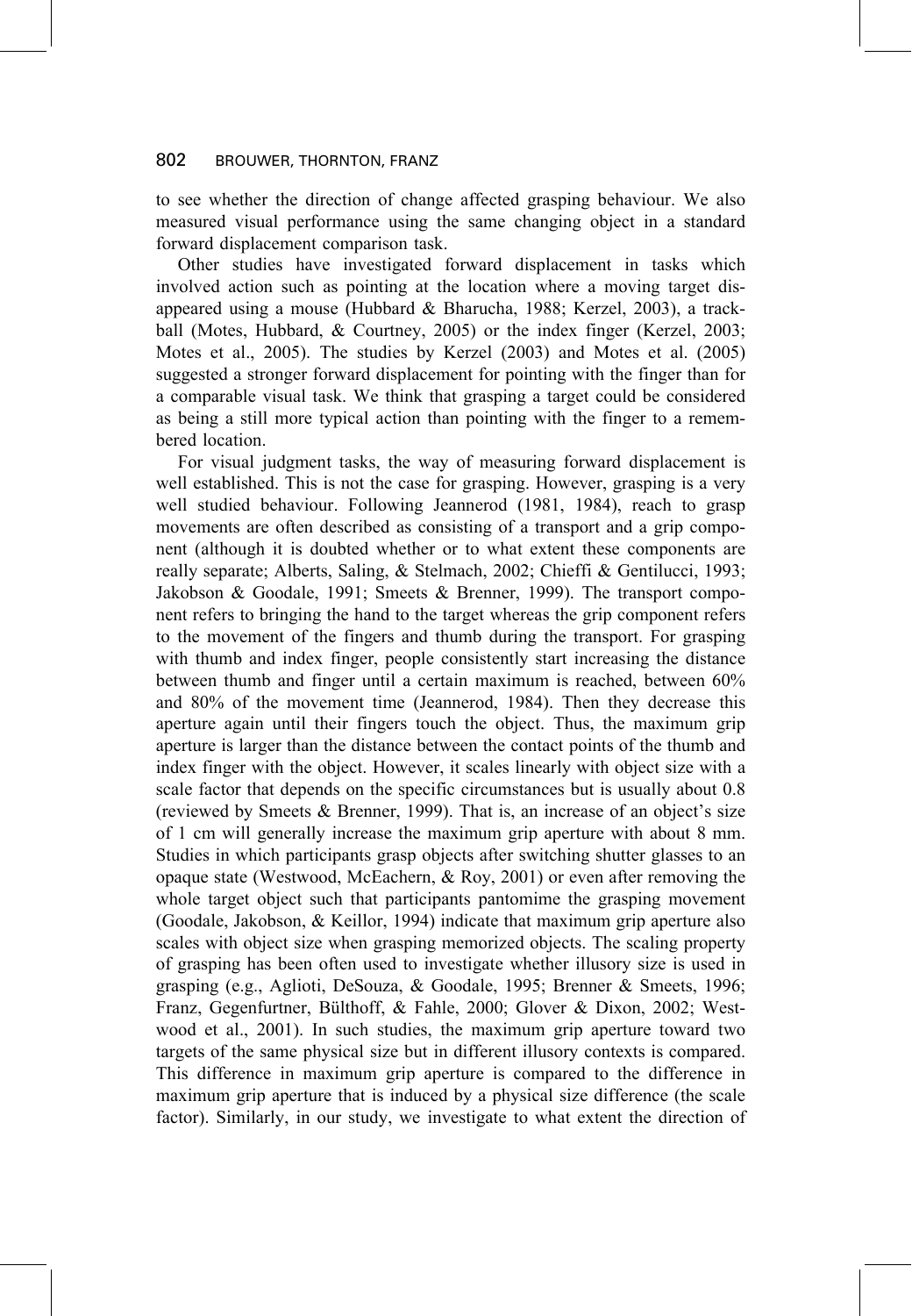to see whether the direction of change affected grasping behaviour. We also measured visual performance using the same changing object in a standard forward displacement comparison task.

Other studies have investigated forward displacement in tasks which involved action such as pointing at the location where a moving target disappeared using a mouse (Hubbard & Bharucha, 1988; Kerzel, 2003), a trackball (Motes, Hubbard, & Courtney, 2005) or the index finger (Kerzel, 2003; Motes et al., 2005). The studies by Kerzel (2003) and Motes et al. (2005) suggested a stronger forward displacement for pointing with the finger than for a comparable visual task. We think that grasping a target could be considered as being a still more typical action than pointing with the finger to a remembered location.

For visual judgment tasks, the way of measuring forward displacement is well established. This is not the case for grasping. However, grasping is a very well studied behaviour. Following Jeannerod (1981, 1984), reach to grasp movements are often described as consisting of a transport and a grip component (although it is doubted whether or to what extent these components are really separate; Alberts, Saling, & Stelmach, 2002; Chieffi & Gentilucci, 1993; Jakobson & Goodale, 1991; Smeets & Brenner, 1999). The transport component refers to bringing the hand to the target whereas the grip component refers to the movement of the fingers and thumb during the transport. For grasping with thumb and index finger, people consistently start increasing the distance between thumb and finger until a certain maximum is reached, between 60% and 80% of the movement time (Jeannerod, 1984). Then they decrease this aperture again until their fingers touch the object. Thus, the maximum grip aperture is larger than the distance between the contact points of the thumb and index finger with the object. However, it scales linearly with object size with a scale factor that depends on the specific circumstances but is usually about 0.8 (reviewed by Smeets & Brenner, 1999). That is, an increase of an object's size of 1 cm will generally increase the maximum grip aperture with about 8 mm. Studies in which participants grasp objects after switching shutter glasses to an opaque state (Westwood, McEachern, & Roy, 2001) or even after removing the whole target object such that participants pantomime the grasping movement (Goodale, Jakobson, & Keillor, 1994) indicate that maximum grip aperture also scales with object size when grasping memorized objects. The scaling property of grasping has been often used to investigate whether illusory size is used in grasping (e.g., Aglioti, DeSouza, & Goodale, 1995; Brenner & Smeets, 1996; Franz, Gegenfurtner, Bülthoff, & Fahle, 2000; Glover & Dixon, 2002; Westwood et al., 2001). In such studies, the maximum grip aperture toward two targets of the same physical size but in different illusory contexts is compared. This difference in maximum grip aperture is compared to the difference in maximum grip aperture that is induced by a physical size difference (the scale factor). Similarly, in our study, we investigate to what extent the direction of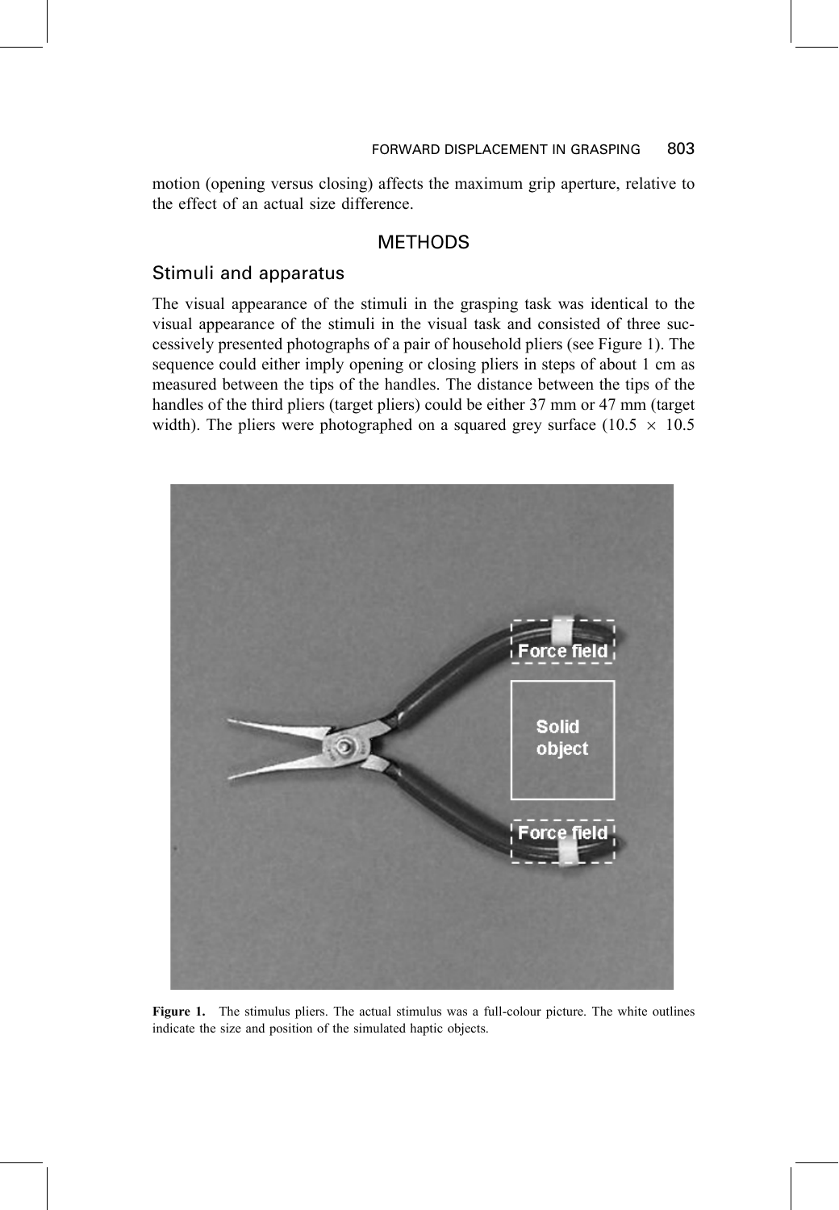motion (opening versus closing) affects the maximum grip aperture, relative to the effect of an actual size difference.

## METHODS

### Stimuli and apparatus

The visual appearance of the stimuli in the grasping task was identical to the visual appearance of the stimuli in the visual task and consisted of three successively presented photographs of a pair of household pliers (see Figure 1). The sequence could either imply opening or closing pliers in steps of about 1 cm as measured between the tips of the handles. The distance between the tips of the handles of the third pliers (target pliers) could be either 37 mm or 47 mm (target width). The pliers were photographed on a squared grey surface ($10.5 \times 10.5$

**Figure 1.** The stimulus pliers. The actual stimulus was a full-colour picture. The white outlines indicate the size and position of the simulated haptic objects.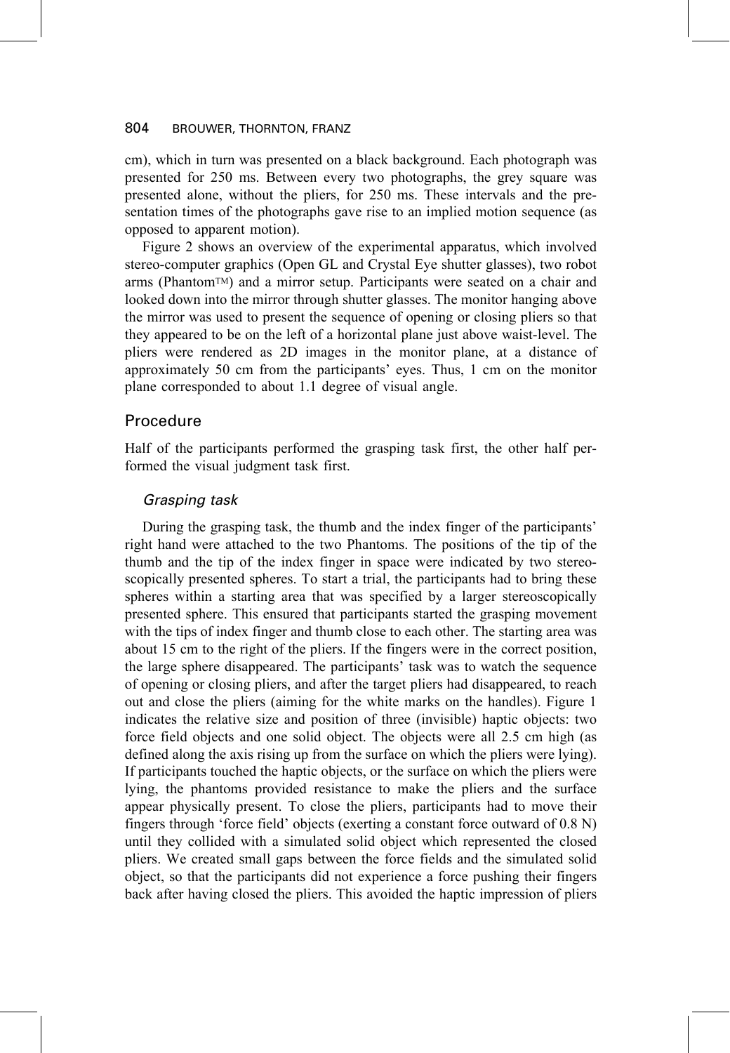cm), which in turn was presented on a black background. Each photograph was presented for 250 ms. Between every two photographs, the grey square was presented alone, without the pliers, for 250 ms. These intervals and the presentation times of the photographs gave rise to an implied motion sequence (as opposed to apparent motion).

Figure 2 shows an overview of the experimental apparatus, which involved stereo-computer graphics (Open GL and Crystal Eye shutter glasses), two robot arms (Phantom™) and a mirror setup. Participants were seated on a chair and looked down into the mirror through shutter glasses. The monitor hanging above the mirror was used to present the sequence of opening or closing pliers so that they appeared to be on the left of a horizontal plane just above waist-level. The pliers were rendered as 2D images in the monitor plane, at a distance of approximately 50 cm from the participants' eyes. Thus, 1 cm on the monitor plane corresponded to about 1.1 degree of visual angle.

## Procedure

Half of the participants performed the grasping task first, the other half performed the visual judgment task first.

### *Grasping task*

During the grasping task, the thumb and the index finger of the participants' right hand were attached to the two Phantoms. The positions of the tip of the thumb and the tip of the index finger in space were indicated by two stereoscopically presented spheres. To start a trial, the participants had to bring these spheres within a starting area that was specified by a larger stereoscopically presented sphere. This ensured that participants started the grasping movement with the tips of index finger and thumb close to each other. The starting area was about 15 cm to the right of the pliers. If the fingers were in the correct position, the large sphere disappeared. The participants' task was to watch the sequence of opening or closing pliers, and after the target pliers had disappeared, to reach out and close the pliers (aiming for the white marks on the handles). Figure 1 indicates the relative size and position of three (invisible) haptic objects: two force field objects and one solid object. The objects were all 2.5 cm high (as defined along the axis rising up from the surface on which the pliers were lying). If participants touched the haptic objects, or the surface on which the pliers were lying, the phantoms provided resistance to make the pliers and the surface appear physically present. To close the pliers, participants had to move their fingers through 'force field' objects (exerting a constant force outward of 0.8 N) until they collided with a simulated solid object which represented the closed pliers. We created small gaps between the force fields and the simulated solid object, so that the participants did not experience a force pushing their fingers back after having closed the pliers. This avoided the haptic impression of pliers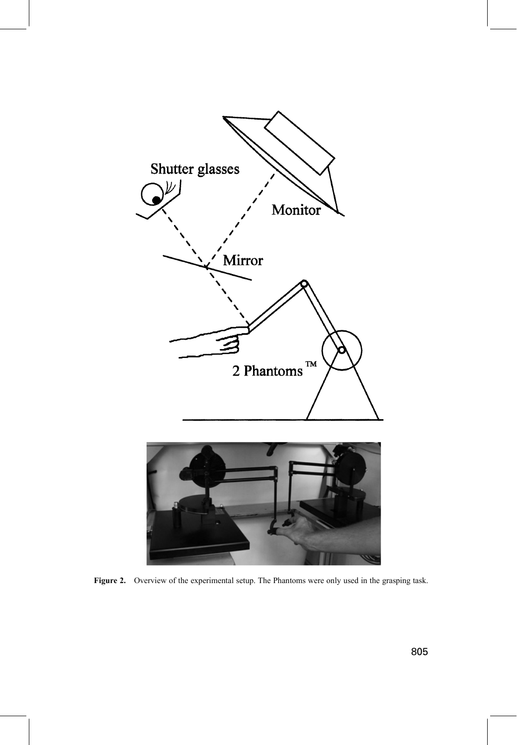**Figure 2.** Overview of the experimental setup. The Phantoms were only used in the grasping task.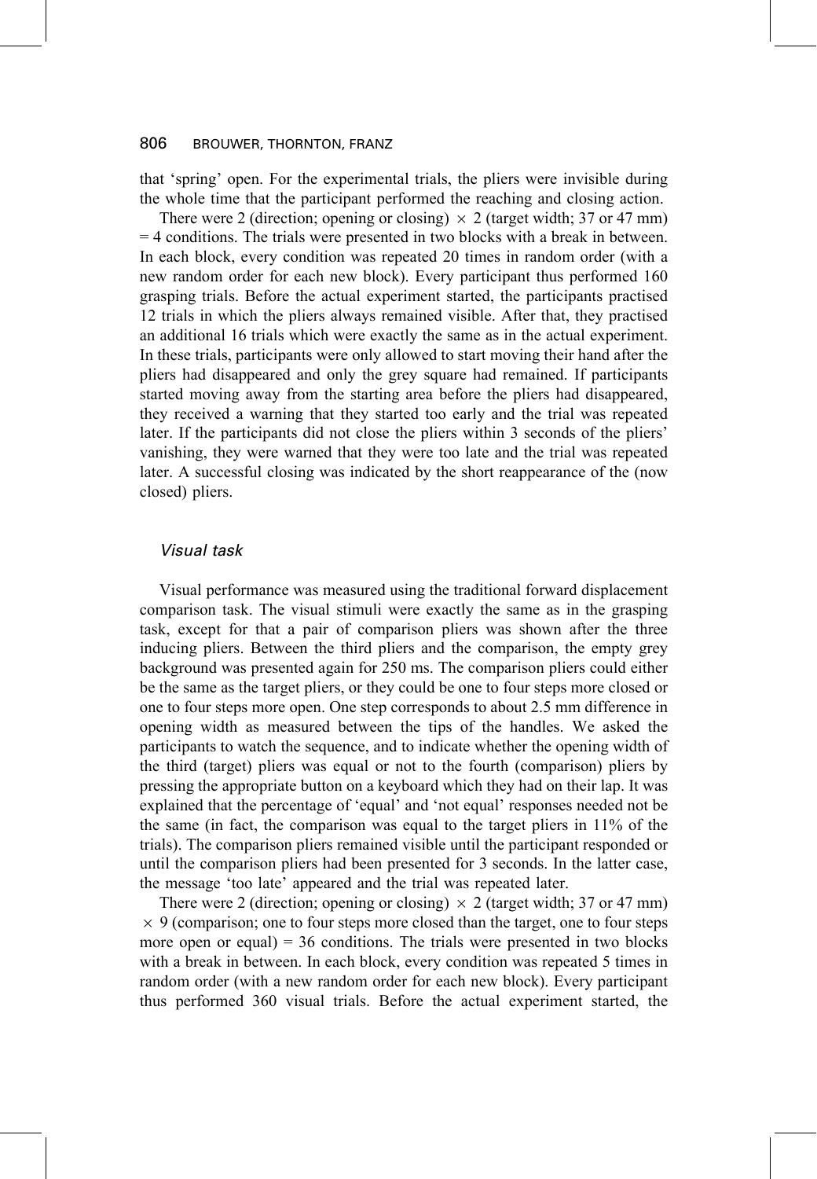that 'spring' open. For the experimental trials, the pliers were invisible during the whole time that the participant performed the reaching and closing action.

There were 2 (direction; opening or closing) $\times$ 2 (target width; 37 or 47 mm) = 4 conditions. The trials were presented in two blocks with a break in between. In each block, every condition was repeated 20 times in random order (with a new random order for each new block). Every participant thus performed 160 grasping trials. Before the actual experiment started, the participants practised 12 trials in which the pliers always remained visible. After that, they practised an additional 16 trials which were exactly the same as in the actual experiment. In these trials, participants were only allowed to start moving their hand after the pliers had disappeared and only the grey square had remained. If participants started moving away from the starting area before the pliers had disappeared, they received a warning that they started too early and the trial was repeated later. If the participants did not close the pliers within 3 seconds of the pliers' vanishing, they were warned that they were too late and the trial was repeated later. A successful closing was indicated by the short reappearance of the (now closed) pliers.

### *Visual task*

Visual performance was measured using the traditional forward displacement comparison task. The visual stimuli were exactly the same as in the grasping task, except for that a pair of comparison pliers was shown after the three inducing pliers. Between the third pliers and the comparison, the empty grey background was presented again for 250 ms. The comparison pliers could either be the same as the target pliers, or they could be one to four steps more closed or one to four steps more open. One step corresponds to about 2.5 mm difference in opening width as measured between the tips of the handles. We asked the participants to watch the sequence, and to indicate whether the opening width of the third (target) pliers was equal or not to the fourth (comparison) pliers by pressing the appropriate button on a keyboard which they had on their lap. It was explained that the percentage of 'equal' and 'not equal' responses needed not be the same (in fact, the comparison was equal to the target pliers in 11% of the trials). The comparison pliers remained visible until the participant responded or until the comparison pliers had been presented for 3 seconds. In the latter case, the message 'too late' appeared and the trial was repeated later.

There were 2 (direction; opening or closing) $\times$ 2 (target width; 37 or 47 mm) $\times$ 9 (comparison; one to four steps more closed than the target, one to four steps more open or equal) = 36 conditions. The trials were presented in two blocks with a break in between. In each block, every condition was repeated 5 times in random order (with a new random order for each new block). Every participant thus performed 360 visual trials. Before the actual experiment started, the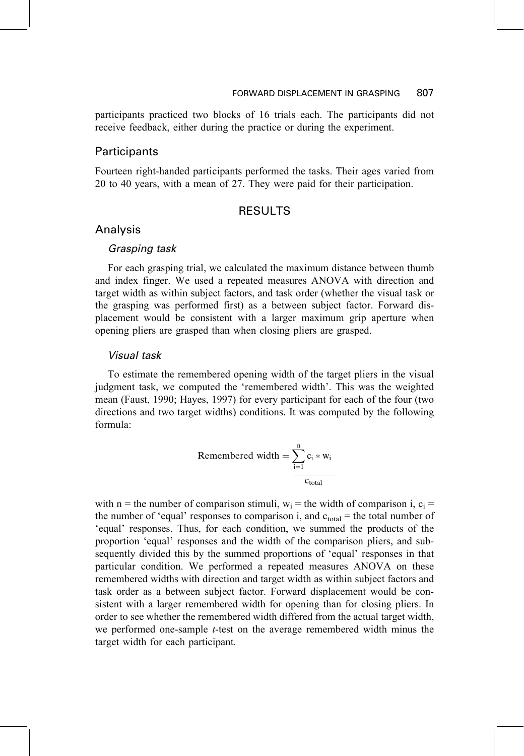participants practiced two blocks of 16 trials each. The participants did not receive feedback, either during the practice or during the experiment.

## Participants

Fourteen right-handed participants performed the tasks. Their ages varied from 20 to 40 years, with a mean of 27. They were paid for their participation.

# RESULTS

## Analysis

### *Grasping task*

For each grasping trial, we calculated the maximum distance between thumb and index finger. We used a repeated measures ANOVA with direction and target width as within subject factors, and task order (whether the visual task or the grasping was performed first) as a between subject factor. Forward displacement would be consistent with a larger maximum grip aperture when opening pliers are grasped than when closing pliers are grasped.

### *Visual task*

To estimate the remembered opening width of the target pliers in the visual judgment task, we computed the 'remembered width'. This was the weighted mean (Faust, 1990; Hayes, 1997) for every participant for each of the four (two directions and two target widths) conditions. It was computed by the following formula:

$$\text{Remembered width} = \frac{\sum_{i=1}^{n} c_i * w_i}{c_{total}}$$

with n = the number of comparison stimuli, $w_i$ = the width of comparison i, $c_i$ = the number of 'equal' responses to comparison i, and $c_{total}$ = the total number of 'equal' responses. Thus, for each condition, we summed the products of the proportion 'equal' responses and the width of the comparison pliers, and subsequently divided this by the summed proportions of 'equal' responses in that particular condition. We performed a repeated measures ANOVA on these remembered widths with direction and target width as within subject factors and task order as a between subject factor. Forward displacement would be consistent with a larger remembered width for opening than for closing pliers. In order to see whether the remembered width differed from the actual target width, we performed one-sample *t*-test on the average remembered width minus the target width for each participant.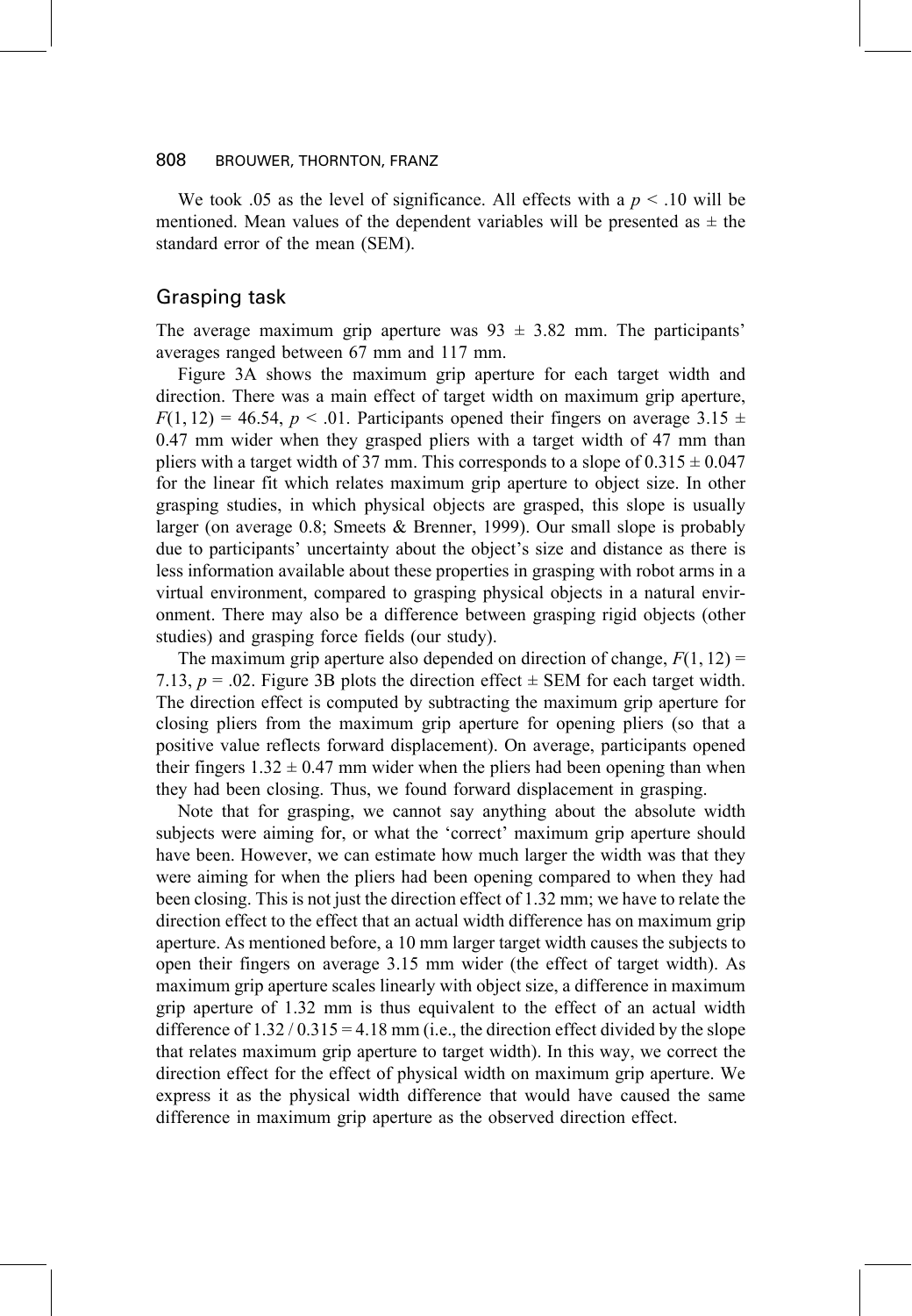We took .05 as the level of significance. All effects with a $p < .10$ will be mentioned. Mean values of the dependent variables will be presented as $\pm$ the standard error of the mean (SEM).

## Grasping task

The average maximum grip aperture was $93 \pm 3.82$ mm. The participants' averages ranged between 67 mm and 117 mm.

Figure 3A shows the maximum grip aperture for each target width and direction. There was a main effect of target width on maximum grip aperture, $F(1, 12) = 46.54$, $p < .01$. Participants opened their fingers on average $3.15 \pm 0.47$ mm wider when they grasped pliers with a target width of 47 mm than pliers with a target width of 37 mm. This corresponds to a slope of $0.315 \pm 0.047$ for the linear fit which relates maximum grip aperture to object size. In other grasping studies, in which physical objects are grasped, this slope is usually larger (on average 0.8; Smeets & Brenner, 1999). Our small slope is probably due to participants' uncertainty about the object's size and distance as there is less information available about these properties in grasping with robot arms in a virtual environment, compared to grasping physical objects in a natural environment. There may also be a difference between grasping rigid objects (other studies) and grasping force fields (our study).

The maximum grip aperture also depended on direction of change, $F(1, 12) = 7.13$, $p = .02$. Figure 3B plots the direction effect $\pm$ SEM for each target width. The direction effect is computed by subtracting the maximum grip aperture for closing pliers from the maximum grip aperture for opening pliers (so that a positive value reflects forward displacement). On average, participants opened their fingers $1.32 \pm 0.47$ mm wider when the pliers had been opening than when they had been closing. Thus, we found forward displacement in grasping.

Note that for grasping, we cannot say anything about the absolute width subjects were aiming for, or what the 'correct' maximum grip aperture should have been. However, we can estimate how much larger the width was that they were aiming for when the pliers had been opening compared to when they had been closing. This is not just the direction effect of 1.32 mm; we have to relate the direction effect to the effect that an actual width difference has on maximum grip aperture. As mentioned before, a 10 mm larger target width causes the subjects to open their fingers on average 3.15 mm wider (the effect of target width). As maximum grip aperture scales linearly with object size, a difference in maximum grip aperture of 1.32 mm is thus equivalent to the effect of an actual width difference of $1.32 / 0.315 = 4.18$ mm (i.e., the direction effect divided by the slope that relates maximum grip aperture to target width). In this way, we correct the direction effect for the effect of physical width on maximum grip aperture. We express it as the physical width difference that would have caused the same difference in maximum grip aperture as the observed direction effect.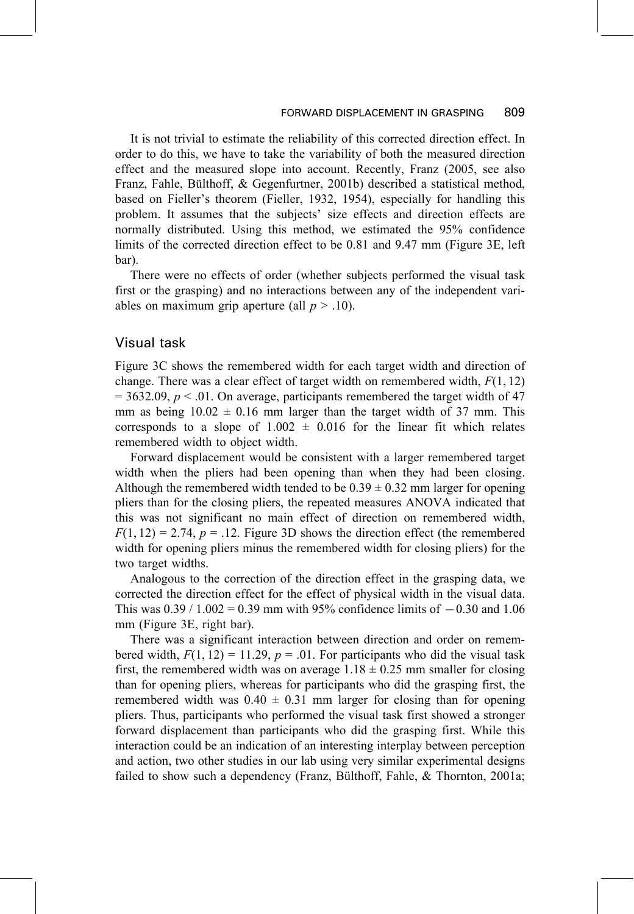It is not trivial to estimate the reliability of this corrected direction effect. In order to do this, we have to take the variability of both the measured direction effect and the measured slope into account. Recently, Franz (2005, see also Franz, Fahle, Bülthoff, & Gegenfurtner, 2001b) described a statistical method, based on Fieller's theorem (Fieller, 1932, 1954), especially for handling this problem. It assumes that the subjects' size effects and direction effects are normally distributed. Using this method, we estimated the 95% confidence limits of the corrected direction effect to be 0.81 and 9.47 mm (Figure 3E, left bar).

There were no effects of order (whether subjects performed the visual task first or the grasping) and no interactions between any of the independent variables on maximum grip aperture (all $p > .10$).

## Visual task

Figure 3C shows the remembered width for each target width and direction of change. There was a clear effect of target width on remembered width, $F(1, 12) = 3632.09$, $p < .01$. On average, participants remembered the target width of 47 mm as being $10.02 \pm 0.16$ mm larger than the target width of 37 mm. This corresponds to a slope of $1.002 \pm 0.016$ for the linear fit which relates remembered width to object width.

Forward displacement would be consistent with a larger remembered target width when the pliers had been opening than when they had been closing. Although the remembered width tended to be $0.39 \pm 0.32$ mm larger for opening pliers than for the closing pliers, the repeated measures ANOVA indicated that this was not significant no main effect of direction on remembered width, $F(1, 12) = 2.74$, $p = .12$. Figure 3D shows the direction effect (the remembered width for opening pliers minus the remembered width for closing pliers) for the two target widths.

Analogous to the correction of the direction effect in the grasping data, we corrected the direction effect for the effect of physical width in the visual data. This was $0.39 / 1.002 = 0.39$ mm with 95% confidence limits of $-0.30$ and 1.06 mm (Figure 3E, right bar).

There was a significant interaction between direction and order on remembered width, $F(1, 12) = 11.29$, $p = .01$. For participants who did the visual task first, the remembered width was on average $1.18 \pm 0.25$ mm smaller for closing than for opening pliers, whereas for participants who did the grasping first, the remembered width was $0.40 \pm 0.31$ mm larger for closing than for opening pliers. Thus, participants who performed the visual task first showed a stronger forward displacement than participants who did the grasping first. While this interaction could be an indication of an interesting interplay between perception and action, two other studies in our lab using very similar experimental designs failed to show such a dependency (Franz, Bülthoff, Fahle, & Thornton, 2001a;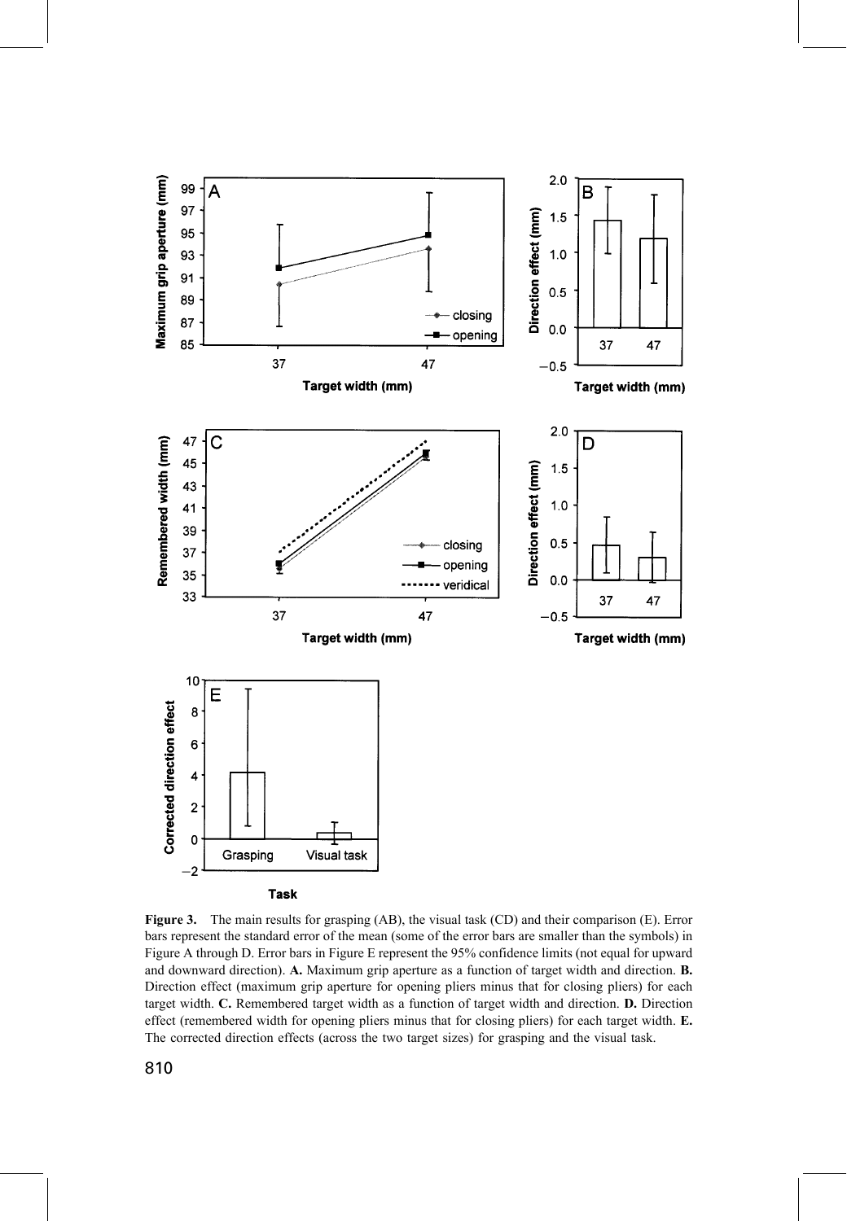**Figure 3.** The main results for grasping (AB), the visual task (CD) and their comparison (E). Error bars represent the standard error of the mean (some of the error bars are smaller than the symbols) in Figure A through D. Error bars in Figure E represent the 95% confidence limits (not equal for upward and downward direction). **A.** Maximum grip aperture as a function of target width and direction. **B.** Direction effect (maximum grip aperture for opening pliers minus that for closing pliers) for each target width. **C.** Remembered target width as a function of target width and direction. **D.** Direction effect (remembered width for opening pliers minus that for closing pliers) for each target width. **E.** The corrected direction effects (across the two target sizes) for grasping and the visual task.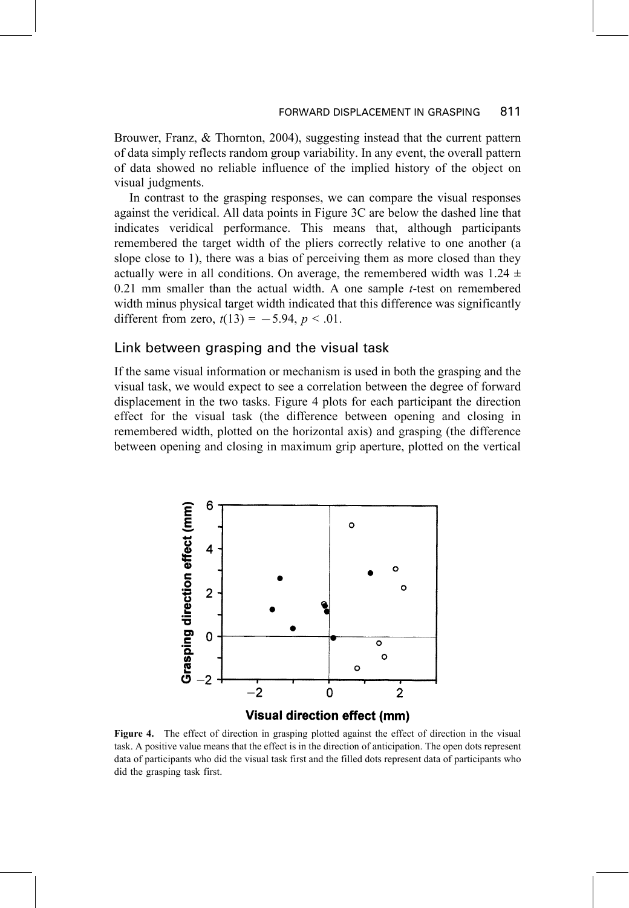Brouwer, Franz, & Thornton, 2004), suggesting instead that the current pattern of data simply reflects random group variability. In any event, the overall pattern of data showed no reliable influence of the implied history of the object on visual judgments.

In contrast to the grasping responses, we can compare the visual responses against the veridical. All data points in Figure 3C are below the dashed line that indicates veridical performance. This means that, although participants remembered the target width of the pliers correctly relative to one another (a slope close to 1), there was a bias of perceiving them as more closed than they actually were in all conditions. On average, the remembered width was $1.24 \pm 0.21$ mm smaller than the actual width. A one sample *t*-test on remembered width minus physical target width indicated that this difference was significantly different from zero, $t(13) = -5.94$, $p < .01$.

## Link between grasping and the visual task

If the same visual information or mechanism is used in both the grasping and the visual task, we would expect to see a correlation between the degree of forward displacement in the two tasks. Figure 4 plots for each participant the direction effect for the visual task (the difference between opening and closing in remembered width, plotted on the horizontal axis) and grasping (the difference between opening and closing in maximum grip aperture, plotted on the vertical

**Figure 4.** The effect of direction in grasping plotted against the effect of direction in the visual task. A positive value means that the effect is in the direction of anticipation. The open dots represent data of participants who did the visual task first and the filled dots represent data of participants who did the grasping task first.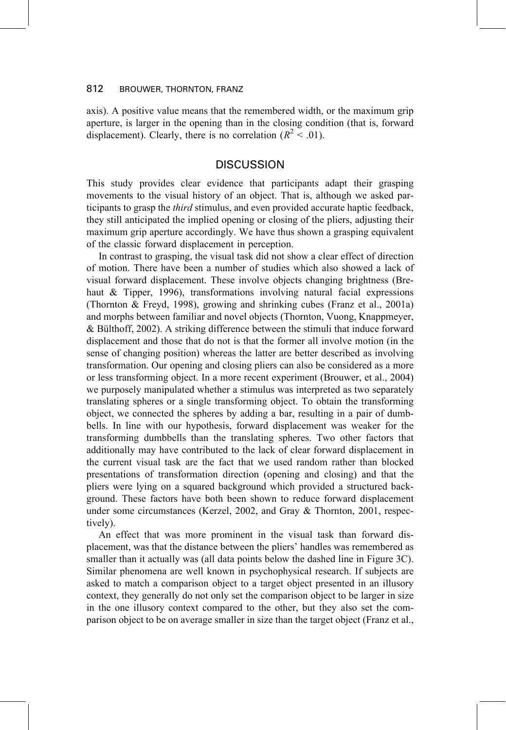axis). A positive value means that the remembered width, or the maximum grip aperture, is larger in the opening than in the closing condition (that is, forward displacement). Clearly, there is no correlation ($R^2 < .01$).

## DISCUSSION

This study provides clear evidence that participants adapt their grasping movements to the visual history of an object. That is, although we asked participants to grasp the *third* stimulus, and even provided accurate haptic feedback, they still anticipated the implied opening or closing of the pliers, adjusting their maximum grip aperture accordingly. We have thus shown a grasping equivalent of the classic forward displacement in perception.

In contrast to grasping, the visual task did not show a clear effect of direction of motion. There have been a number of studies which also showed a lack of visual forward displacement. These involve objects changing brightness (Brehaut & Tipper, 1996), transformations involving natural facial expressions (Thornton & Freyd, 1998), growing and shrinking cubes (Franz et al., 2001a) and morphs between familiar and novel objects (Thornton, Vuong, Knappmeyer, & Bülthoff, 2002). A striking difference between the stimuli that induce forward displacement and those that do not is that the former all involve motion (in the sense of changing position) whereas the latter are better described as involving transformation. Our opening and closing pliers can also be considered as a more or less transforming object. In a more recent experiment (Brouwer, et al., 2004) we purposely manipulated whether a stimulus was interpreted as two separately translating spheres or a single transforming object. To obtain the transforming object, we connected the spheres by adding a bar, resulting in a pair of dumbbells. In line with our hypothesis, forward displacement was weaker for the transforming dumbbells than the translating spheres. Two other factors that additionally may have contributed to the lack of clear forward displacement in the current visual task are the fact that we used random rather than blocked presentations of transformation direction (opening and closing) and that the pliers were lying on a squared background which provided a structured background. These factors have both been shown to reduce forward displacement under some circumstances (Kerzel, 2002, and Gray & Thornton, 2001, respectively).

An effect that was more prominent in the visual task than forward displacement, was that the distance between the pliers' handles was remembered as smaller than it actually was (all data points below the dashed line in Figure 3C). Similar phenomena are well known in psychophysical research. If subjects are asked to match a comparison object to a target object presented in an illusory context, they generally do not only set the comparison object to be larger in size in the one illusory context compared to the other, but they also set the comparison object to be on average smaller in size than the target object (Franz et al.,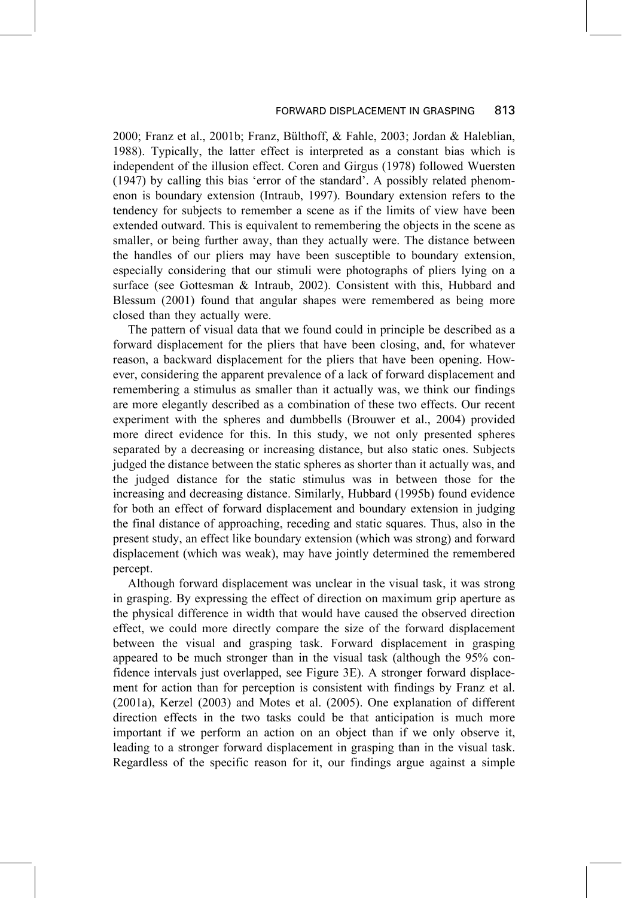2000; Franz et al., 2001b; Franz, Bülthoff, & Fahle, 2003; Jordan & Haleblian, 1988). Typically, the latter effect is interpreted as a constant bias which is independent of the illusion effect. Coren and Girgus (1978) followed Wuersten (1947) by calling this bias 'error of the standard'. A possibly related phenomenon is boundary extension (Intraub, 1997). Boundary extension refers to the tendency for subjects to remember a scene as if the limits of view have been extended outward. This is equivalent to remembering the objects in the scene as smaller, or being further away, than they actually were. The distance between the handles of our pliers may have been susceptible to boundary extension, especially considering that our stimuli were photographs of pliers lying on a surface (see Gottesman & Intraub, 2002). Consistent with this, Hubbard and Blessum (2001) found that angular shapes were remembered as being more closed than they actually were.

The pattern of visual data that we found could in principle be described as a forward displacement for the pliers that have been closing, and, for whatever reason, a backward displacement for the pliers that have been opening. However, considering the apparent prevalence of a lack of forward displacement and remembering a stimulus as smaller than it actually was, we think our findings are more elegantly described as a combination of these two effects. Our recent experiment with the spheres and dumbbells (Brouwer et al., 2004) provided more direct evidence for this. In this study, we not only presented spheres separated by a decreasing or increasing distance, but also static ones. Subjects judged the distance between the static spheres as shorter than it actually was, and the judged distance for the static stimulus was in between those for the increasing and decreasing distance. Similarly, Hubbard (1995b) found evidence for both an effect of forward displacement and boundary extension in judging the final distance of approaching, receding and static squares. Thus, also in the present study, an effect like boundary extension (which was strong) and forward displacement (which was weak), may have jointly determined the remembered percept.

Although forward displacement was unclear in the visual task, it was strong in grasping. By expressing the effect of direction on maximum grip aperture as the physical difference in width that would have caused the observed direction effect, we could more directly compare the size of the forward displacement between the visual and grasping task. Forward displacement in grasping appeared to be much stronger than in the visual task (although the 95% confidence intervals just overlapped, see Figure 3E). A stronger forward displacement for action than for perception is consistent with findings by Franz et al. (2001a), Kerzel (2003) and Motes et al. (2005). One explanation of different direction effects in the two tasks could be that anticipation is much more important if we perform an action on an object than if we only observe it, leading to a stronger forward displacement in grasping than in the visual task. Regardless of the specific reason for it, our findings argue against a simple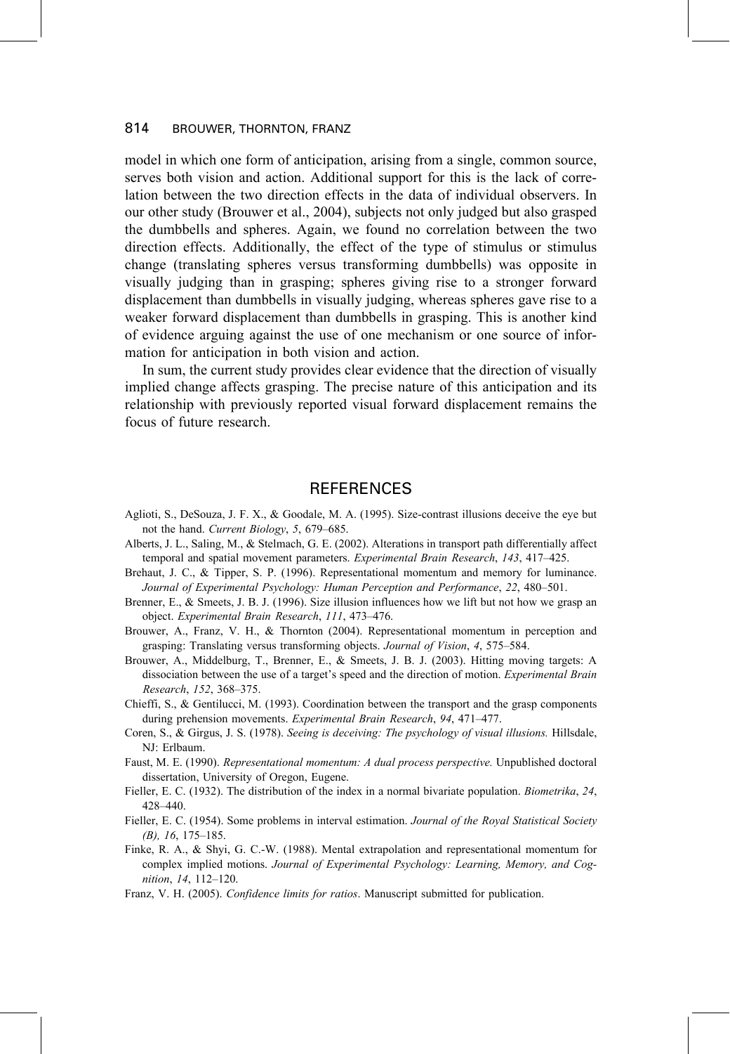model in which one form of anticipation, arising from a single, common source, serves both vision and action. Additional support for this is the lack of correlation between the two direction effects in the data of individual observers. In our other study (Brouwer et al., 2004), subjects not only judged but also grasped the dumbbells and spheres. Again, we found no correlation between the two direction effects. Additionally, the effect of the type of stimulus or stimulus change (translating spheres versus transforming dumbbells) was opposite in visually judging than in grasping; spheres giving rise to a stronger forward displacement than dumbbells in visually judging, whereas spheres gave rise to a weaker forward displacement than dumbbells in grasping. This is another kind of evidence arguing against the use of one mechanism or one source of information for anticipation in both vision and action.

In sum, the current study provides clear evidence that the direction of visually implied change affects grasping. The precise nature of this anticipation and its relationship with previously reported visual forward displacement remains the focus of future research.

## REFERENCES

Aglioti, S., DeSouza, J. F. X., & Goodale, M. A. (1995). Size-contrast illusions deceive the eye but not the hand. *Current Biology*, *5*, 679–685.

Alberts, J. L., Saling, M., & Stelmach, G. E. (2002). Alterations in transport path differentially affect temporal and spatial movement parameters. *Experimental Brain Research*, *143*, 417–425.

Brehaut, J. C., & Tipper, S. P. (1996). Representational momentum and memory for luminance. *Journal of Experimental Psychology: Human Perception and Performance*, *22*, 480–501.

Brenner, E., & Smeets, J. B. J. (1996). Size illusion influences how we lift but not how we grasp an object. *Experimental Brain Research*, *111*, 473–476.

Brouwer, A., Franz, V. H., & Thornton (2004). Representational momentum in perception and grasping: Translating versus transforming objects. *Journal of Vision*, *4*, 575–584.

Brouwer, A., Middelburg, T., Brenner, E., & Smeets, J. B. J. (2003). Hitting moving targets: A dissociation between the use of a target's speed and the direction of motion. *Experimental Brain Research*, *152*, 368–375.

Chieffi, S., & Gentilucci, M. (1993). Coordination between the transport and the grasp components during prehension movements. *Experimental Brain Research*, *94*, 471–477.

Coren, S., & Girgus, J. S. (1978). *Seeing is deceiving: The psychology of visual illusions.* Hillsdale, NJ: Erlbaum.

Faust, M. E. (1990). *Representational momentum: A dual process perspective.* Unpublished doctoral dissertation, University of Oregon, Eugene.

Fieller, E. C. (1932). The distribution of the index in a normal bivariate population. *Biometrika*, *24*, 428–440.

Fieller, E. C. (1954). Some problems in interval estimation. *Journal of the Royal Statistical Society (B), 16*, 175–185.

Finke, R. A., & Shyi, G. C.-W. (1988). Mental extrapolation and representational momentum for complex implied motions. *Journal of Experimental Psychology: Learning, Memory, and Cognition*, *14*, 112–120.

Franz, V. H. (2005). *Confidence limits for ratios*. Manuscript submitted for publication.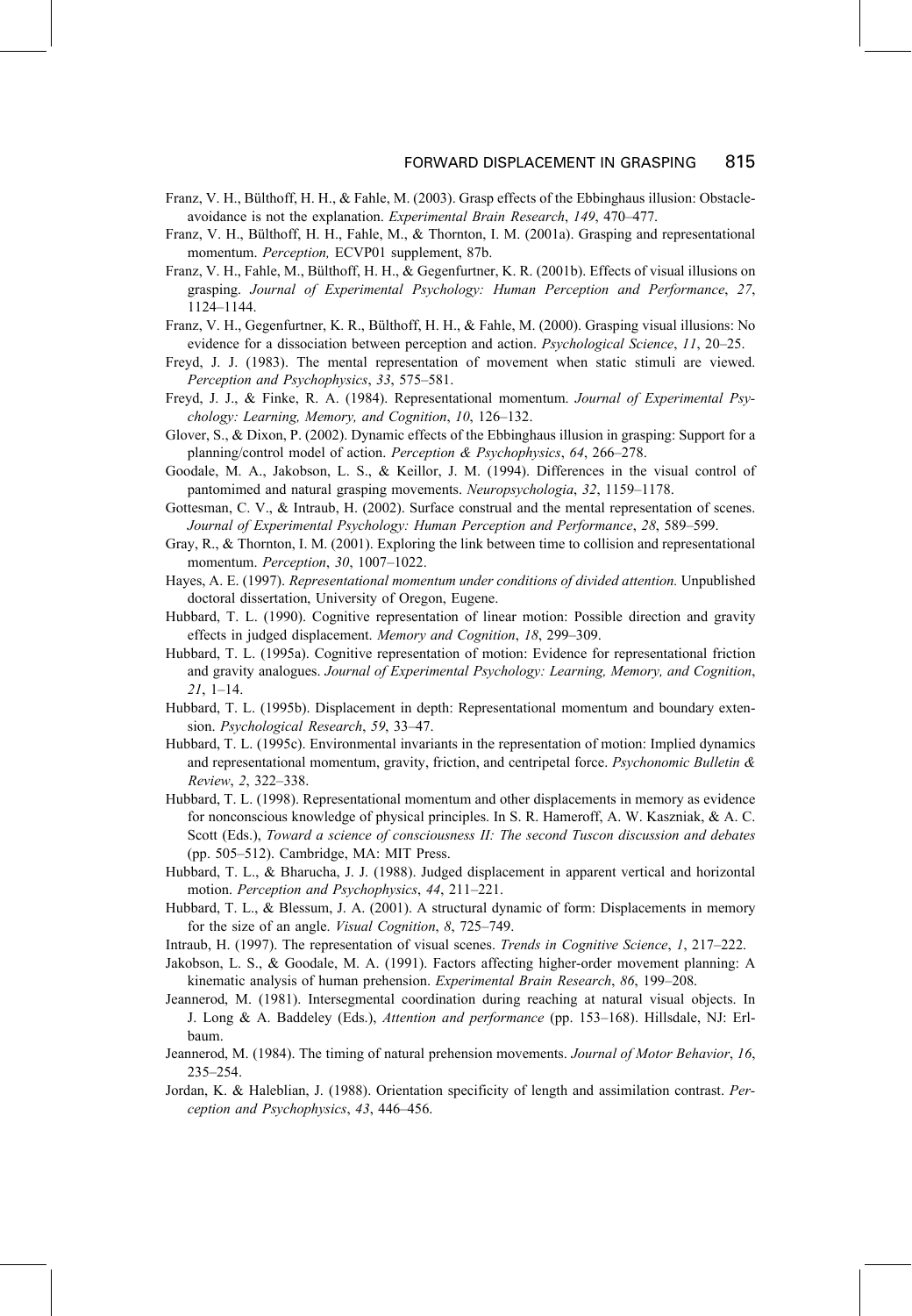Franz, V. H., Bülthoff, H. H., & Fahle, M. (2003). Grasp effects of the Ebbinghaus illusion: Obstacle-avoidance is not the explanation. *Experimental Brain Research*, *149*, 470–477.

Franz, V. H., Bülthoff, H. H., Fahle, M., & Thornton, I. M. (2001a). Grasping and representational momentum. *Perception,* ECVP01 supplement, 87b.

Franz, V. H., Fahle, M., Bülthoff, H. H., & Gegenfurtner, K. R. (2001b). Effects of visual illusions on grasping. *Journal of Experimental Psychology: Human Perception and Performance*, *27*, 1124–1144.

Franz, V. H., Gegenfurtner, K. R., Bülthoff, H. H., & Fahle, M. (2000). Grasping visual illusions: No evidence for a dissociation between perception and action. *Psychological Science*, *11*, 20–25.

Freyd, J. J. (1983). The mental representation of movement when static stimuli are viewed. *Perception and Psychophysics*, *33*, 575–581.

Freyd, J. J., & Finke, R. A. (1984). Representational momentum. *Journal of Experimental Psychology: Learning, Memory, and Cognition*, *10*, 126–132.

Glover, S., & Dixon, P. (2002). Dynamic effects of the Ebbinghaus illusion in grasping: Support for a planning/control model of action. *Perception & Psychophysics*, *64*, 266–278.

Goodale, M. A., Jakobson, L. S., & Keillor, J. M. (1994). Differences in the visual control of pantomimed and natural grasping movements. *Neuropsychologia*, *32*, 1159–1178.

Gottesman, C. V., & Intraub, H. (2002). Surface construal and the mental representation of scenes. *Journal of Experimental Psychology: Human Perception and Performance*, *28*, 589–599.

Gray, R., & Thornton, I. M. (2001). Exploring the link between time to collision and representational momentum. *Perception*, *30*, 1007–1022.

Hayes, A. E. (1997). *Representational momentum under conditions of divided attention.* Unpublished doctoral dissertation, University of Oregon, Eugene.

Hubbard, T. L. (1990). Cognitive representation of linear motion: Possible direction and gravity effects in judged displacement. *Memory and Cognition*, *18*, 299–309.

Hubbard, T. L. (1995a). Cognitive representation of motion: Evidence for representational friction and gravity analogues. *Journal of Experimental Psychology: Learning, Memory, and Cognition*, *21*, 1–14.

Hubbard, T. L. (1995b). Displacement in depth: Representational momentum and boundary extension. *Psychological Research*, *59*, 33–47.

Hubbard, T. L. (1995c). Environmental invariants in the representation of motion: Implied dynamics and representational momentum, gravity, friction, and centripetal force. *Psychonomic Bulletin & Review*, *2*, 322–338.

Hubbard, T. L. (1998). Representational momentum and other displacements in memory as evidence for nonconscious knowledge of physical principles. In S. R. Hameroff, A. W. Kaszniak, & A. C. Scott (Eds.), *Toward a science of consciousness II: The second Tuscon discussion and debates* (pp. 505–512). Cambridge, MA: MIT Press.

Hubbard, T. L., & Bharucha, J. J. (1988). Judged displacement in apparent vertical and horizontal motion. *Perception and Psychophysics*, *44*, 211–221.

Hubbard, T. L., & Blessum, J. A. (2001). A structural dynamic of form: Displacements in memory for the size of an angle. *Visual Cognition*, *8*, 725–749.

Intraub, H. (1997). The representation of visual scenes. *Trends in Cognitive Science*, *1*, 217–222.

Jakobson, L. S., & Goodale, M. A. (1991). Factors affecting higher-order movement planning: A kinematic analysis of human prehension. *Experimental Brain Research*, *86*, 199–208.

Jeannerod, M. (1981). Intersegmental coordination during reaching at natural visual objects. In J. Long & A. Baddeley (Eds.), *Attention and performance* (pp. 153–168). Hillsdale, NJ: Erlbaum.

Jeannerod, M. (1984). The timing of natural prehension movements. *Journal of Motor Behavior*, *16*, 235–254.

Jordan, K. & Haleblian, J. (1988). Orientation specificity of length and assimilation contrast. *Perception and Psychophysics*, *43*, 446–456.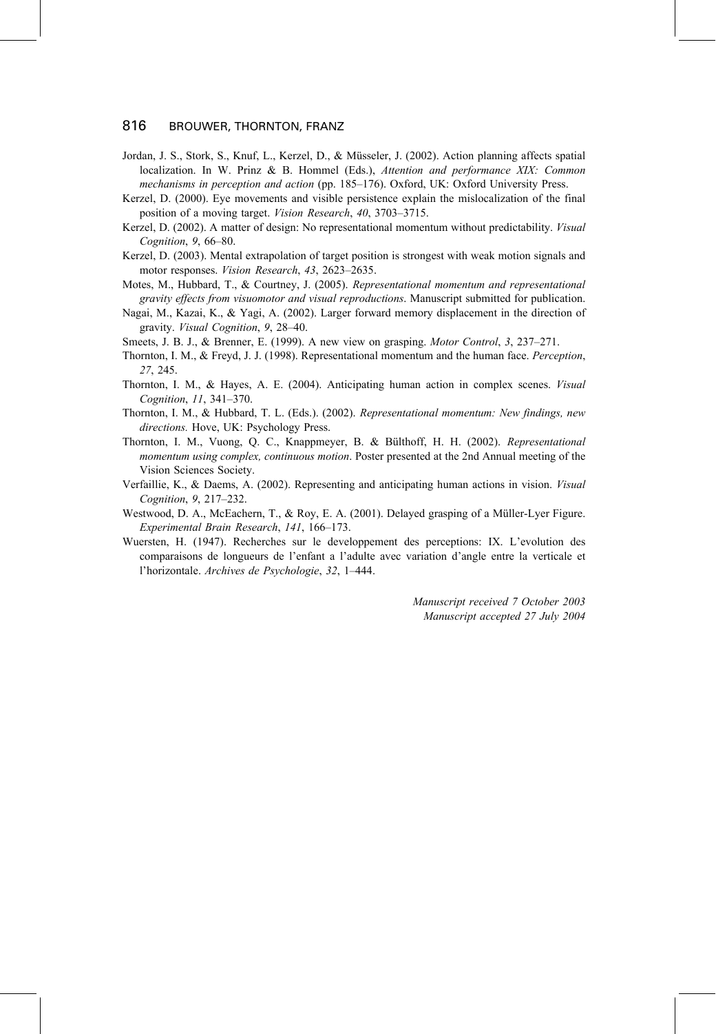Jordan, J. S., Stork, S., Knuf, L., Kerzel, D., & Müsseler, J. (2002). Action planning affects spatial localization. In W. Prinz & B. Hommel (Eds.), *Attention and performance XIX: Common mechanisms in perception and action* (pp. 185–176). Oxford, UK: Oxford University Press.

Kerzel, D. (2000). Eye movements and visible persistence explain the mislocalization of the final position of a moving target. *Vision Research*, *40*, 3703–3715.

Kerzel, D. (2002). A matter of design: No representational momentum without predictability. *Visual Cognition*, *9*, 66–80.

Kerzel, D. (2003). Mental extrapolation of target position is strongest with weak motion signals and motor responses. *Vision Research*, *43*, 2623–2635.

Motes, M., Hubbard, T., & Courtney, J. (2005). *Representational momentum and representational gravity effects from visuomotor and visual reproductions*. Manuscript submitted for publication.

Nagai, M., Kazai, K., & Yagi, A. (2002). Larger forward memory displacement in the direction of gravity. *Visual Cognition*, *9*, 28–40.

Smeets, J. B. J., & Brenner, E. (1999). A new view on grasping. *Motor Control*, *3*, 237–271.

Thornton, I. M., & Freyd, J. J. (1998). Representational momentum and the human face. *Perception*, *27*, 245.

Thornton, I. M., & Hayes, A. E. (2004). Anticipating human action in complex scenes. *Visual Cognition*, *11*, 341–370.

Thornton, I. M., & Hubbard, T. L. (Eds.). (2002). *Representational momentum: New findings, new directions.* Hove, UK: Psychology Press.

Thornton, I. M., Vuong, Q. C., Knappmeyer, B. & Bülthoff, H. H. (2002). *Representational momentum using complex, continuous motion*. Poster presented at the 2nd Annual meeting of the Vision Sciences Society.

Verfaillie, K., & Daems, A. (2002). Representing and anticipating human actions in vision. *Visual Cognition*, *9*, 217–232.

Westwood, D. A., McEachern, T., & Roy, E. A. (2001). Delayed grasping of a Müller-Lyer Figure. *Experimental Brain Research*, *141*, 166–173.

Wuersten, H. (1947). Recherches sur le developpement des perceptions: IX. L'evolution des comparaisons de longueurs de l'enfant a l'adulte avec variation d'angle entre la verticale et l'horizontale. *Archives de Psychologie*, *32*, 1–444.

*Manuscript received 7 October 2003*
*Manuscript accepted 27 July 2004*